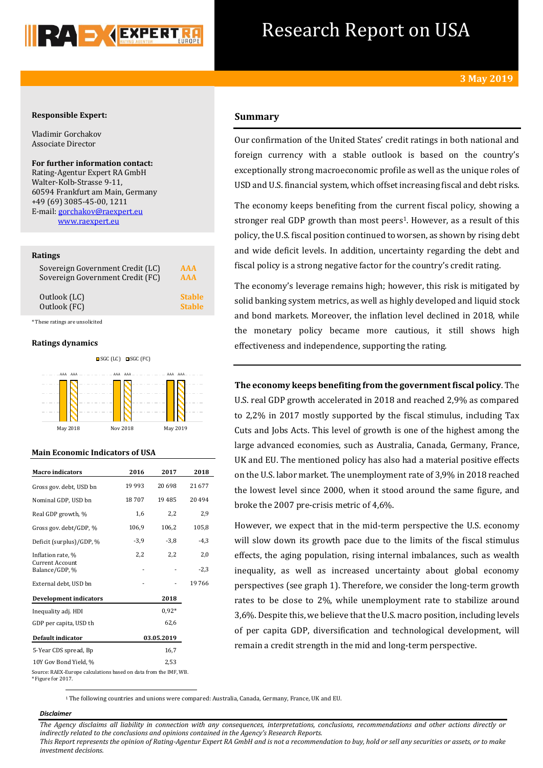# Research Report on USA

**3 May 2019**

**Responsible Expert:**

Vladimir Gorchakov
Associate Director

**For further information contact:**
Rating-Agentur Expert RA GmbH
Walter-Kolb-Strasse 9-11,
60594 Frankfurt am Main, Germany
+49 (69) 3085-45-00, 1211
E-mail: gorchakov@raexpert.eu
www.raexpert.eu

**Ratings**

| | |
|---|---|
| Sovereign Government Credit (LC) | AAA |
| Sovereign Government Credit (FC) | AAA |
| Outlook (LC) | Stable |
| Outlook (FC) | Stable |

*These ratings are unsolicited

**Ratings dynamics**

SGC (LC) SGC (FC)

| | May 2018 | Nov 2018 | May 2019 |
|---|---|---|---|
| SGC (LC) | AAA | AAA | AAA |
| SGC (FC) | AAA | AAA | AAA |

**Main Economic Indicators of USA**

| Macro indicators | 2016 | 2017 | 2018 |
|---|---|---|---|
| Gross gov. debt, USD bn | 19 993 | 20 698 | 21 677 |
| Nominal GDP, USD bn | 18 707 | 19 485 | 20 494 |
| Real GDP growth, % | 1,6 | 2,2 | 2,9 |
| Gross gov. debt/GDP, % | 106,9 | 106,2 | 105,8 |
| Deficit (surplus)/GDP, % | -3,9 | -3,8 | -4,3 |
| Inflation rate, % | 2,2 | 2,2 | 2,0 |
| Current Account Balance/GDP, % | - | - | -2,3 |
| External debt, USD bn | - | - | 19 766 |
| **Development indicators** | | | **2018** |
| Inequality adj. HDI | | | 0,92* |
| GDP per capita, USD th | | | 62,6 |
| **Default indicator** | | | **03.05.2019** |
| 5-Year CDS spread, Bp | | | 16,7 |
| 10Y Gov Bond Yield, % | | | 2,53 |

Source: RAEX-Europe calculations based on data from the IMF, WB.
*Figure for 2017.

## Summary

Our confirmation of the United States' credit ratings in both national and foreign currency with a stable outlook is based on the country's exceptionally strong macroeconomic profile as well as the unique roles of USD and U.S. financial system, which offset increasing fiscal and debt risks.

The economy keeps benefiting from the current fiscal policy, showing a stronger real GDP growth than most peers[1]. However, as a result of this policy, the U.S. fiscal position continued to worsen, as shown by rising debt and wide deficit levels. In addition, uncertainty regarding the debt and fiscal policy is a strong negative factor for the country's credit rating.

The economy's leverage remains high; however, this risk is mitigated by solid banking system metrics, as well as highly developed and liquid stock and bond markets. Moreover, the inflation level declined in 2018, while the monetary policy became more cautious, it still shows high effectiveness and independence, supporting the rating.

**The economy keeps benefiting from the government fiscal policy**. The U.S. real GDP growth accelerated in 2018 and reached 2,9% as compared to 2,2% in 2017 mostly supported by the fiscal stimulus, including Tax Cuts and Jobs Acts. This level of growth is one of the highest among the large advanced economies, such as Australia, Canada, Germany, France, UK and EU. The mentioned policy has also had a material positive effects on the U.S. labor market. The unemployment rate of 3,9% in 2018 reached the lowest level since 2000, when it stood around the same figure, and broke the 2007 pre-crisis metric of 4,6%.

However, we expect that in the mid-term perspective the U.S. economy will slow down its growth pace due to the limits of the fiscal stimulus effects, the aging population, rising internal imbalances, such as wealth inequality, as well as increased uncertainty about global economy perspectives (see graph 1). Therefore, we consider the long-term growth rates to be close to 2%, while unemployment rate to stabilize around 3,6%. Despite this, we believe that the U.S. macro position, including levels of per capita GDP, diversification and technological development, will remain a credit strength in the mid and long-term perspective.

[1] The following countries and unions were compared: Australia, Canada, Germany, France, UK and EU.

***Disclaimer***

*The Agency disclaims all liability in connection with any consequences, interpretations, conclusions, recommendations and other actions directly or indirectly related to the conclusions and opinions contained in the Agency's Research Reports.*
*This Report represents the opinion of Rating-Agentur Expert RA GmbH and is not a recommendation to buy, hold or sell any securities or assets, or to make investment decisions.*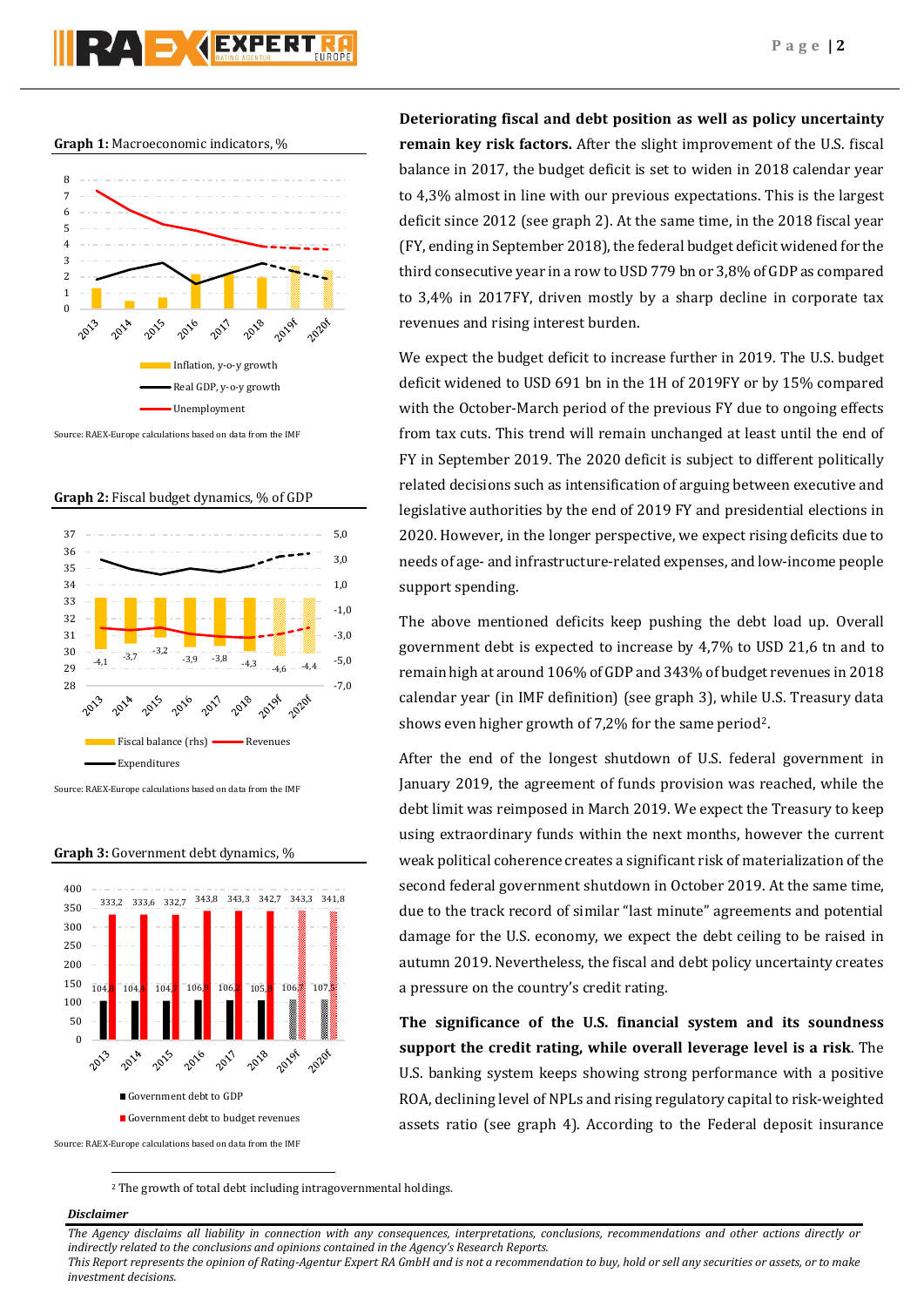**Graph 1:** Macroeconomic indicators, %

Source: RAEX-Europe calculations based on data from the IMF

**Graph 2:** Fiscal budget dynamics, % of GDP

Source: RAEX-Europe calculations based on data from the IMF

**Graph 3:** Government debt dynamics, %

Source: RAEX-Europe calculations based on data from the IMF

**Deteriorating fiscal and debt position as well as policy uncertainty remain key risk factors.** After the slight improvement of the U.S. fiscal balance in 2017, the budget deficit is set to widen in 2018 calendar year to 4,3% almost in line with our previous expectations. This is the largest deficit since 2012 (see graph 2). At the same time, in the 2018 fiscal year (FY, ending in September 2018), the federal budget deficit widened for the third consecutive year in a row to USD 779 bn or 3,8% of GDP as compared to 3,4% in 2017FY, driven mostly by a sharp decline in corporate tax revenues and rising interest burden.

We expect the budget deficit to increase further in 2019. The U.S. budget deficit widened to USD 691 bn in the 1H of 2019FY or by 15% compared with the October-March period of the previous FY due to ongoing effects from tax cuts. This trend will remain unchanged at least until the end of FY in September 2019. The 2020 deficit is subject to different politically related decisions such as intensification of arguing between executive and legislative authorities by the end of 2019 FY and presidential elections in 2020. However, in the longer perspective, we expect rising deficits due to needs of age- and infrastructure-related expenses, and low-income people support spending.

The above mentioned deficits keep pushing the debt load up. Overall government debt is expected to increase by 4,7% to USD 21,6 tn and to remain high at around 106% of GDP and 343% of budget revenues in 2018 calendar year (in IMF definition) (see graph 3), while U.S. Treasury data shows even higher growth of 7,2% for the same period[2].

After the end of the longest shutdown of U.S. federal government in January 2019, the agreement of funds provision was reached, while the debt limit was reimposed in March 2019. We expect the Treasury to keep using extraordinary funds within the next months, however the current weak political coherence creates a significant risk of materialization of the second federal government shutdown in October 2019. At the same time, due to the track record of similar "last minute" agreements and potential damage for the U.S. economy, we expect the debt ceiling to be raised in autumn 2019. Nevertheless, the fiscal and debt policy uncertainty creates a pressure on the country's credit rating.

**The significance of the U.S. financial system and its soundness support the credit rating, while overall leverage level is a risk**. The U.S. banking system keeps showing strong performance with a positive ROA, declining level of NPLs and rising regulatory capital to risk-weighted assets ratio (see graph 4). According to the Federal deposit insurance

[2] The growth of total debt including intragovernmental holdings.

***Disclaimer***

*The Agency disclaims all liability in connection with any consequences, interpretations, conclusions, recommendations and other actions directly or indirectly related to the conclusions and opinions contained in the Agency's Research Reports.*
*This Report represents the opinion of Rating-Agentur Expert RA GmbH and is not a recommendation to buy, hold or sell any securities or assets, or to make investment decisions.*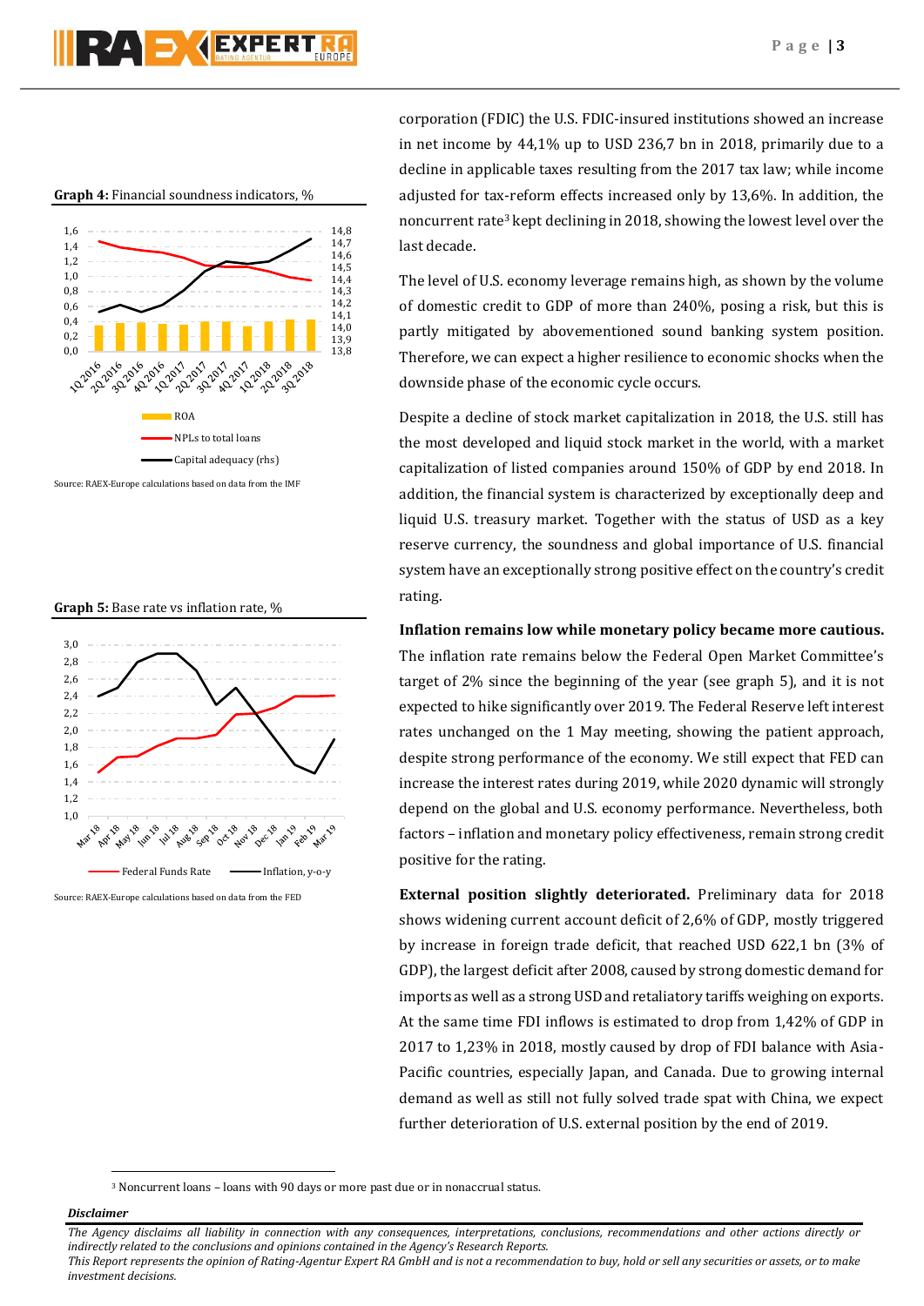**Graph 4:** Financial soundness indicators, %

Source: RAEX-Europe calculations based on data from the IMF

**Graph 5:** Base rate vs inflation rate, %

Source: RAEX-Europe calculations based on data from the FED

corporation (FDIC) the U.S. FDIC-insured institutions showed an increase in net income by 44,1% up to USD 236,7 bn in 2018, primarily due to a decline in applicable taxes resulting from the 2017 tax law; while income adjusted for tax-reform effects increased only by 13,6%. In addition, the noncurrent rate[3] kept declining in 2018, showing the lowest level over the last decade.

The level of U.S. economy leverage remains high, as shown by the volume of domestic credit to GDP of more than 240%, posing a risk, but this is partly mitigated by abovementioned sound banking system position. Therefore, we can expect a higher resilience to economic shocks when the downside phase of the economic cycle occurs.

Despite a decline of stock market capitalization in 2018, the U.S. still has the most developed and liquid stock market in the world, with a market capitalization of listed companies around 150% of GDP by end 2018. In addition, the financial system is characterized by exceptionally deep and liquid U.S. treasury market. Together with the status of USD as a key reserve currency, the soundness and global importance of U.S. financial system have an exceptionally strong positive effect on the country's credit rating.

**Inflation remains low while monetary policy became more cautious.** The inflation rate remains below the Federal Open Market Committee's target of 2% since the beginning of the year (see graph 5), and it is not expected to hike significantly over 2019. The Federal Reserve left interest rates unchanged on the 1 May meeting, showing the patient approach, despite strong performance of the economy. We still expect that FED can increase the interest rates during 2019, while 2020 dynamic will strongly depend on the global and U.S. economy performance. Nevertheless, both factors – inflation and monetary policy effectiveness, remain strong credit positive for the rating.

**External position slightly deteriorated.** Preliminary data for 2018 shows widening current account deficit of 2,6% of GDP, mostly triggered by increase in foreign trade deficit, that reached USD 622,1 bn (3% of GDP), the largest deficit after 2008, caused by strong domestic demand for imports as well as a strong USD and retaliatory tariffs weighing on exports. At the same time FDI inflows is estimated to drop from 1,42% of GDP in 2017 to 1,23% in 2018, mostly caused by drop of FDI balance with Asia-Pacific countries, especially Japan, and Canada. Due to growing internal demand as well as still not fully solved trade spat with China, we expect further deterioration of U.S. external position by the end of 2019.

[3] Noncurrent loans – loans with 90 days or more past due or in nonaccrual status.

***Disclaimer***

*The Agency disclaims all liability in connection with any consequences, interpretations, conclusions, recommendations and other actions directly or indirectly related to the conclusions and opinions contained in the Agency's Research Reports.*
*This Report represents the opinion of Rating-Agentur Expert RA GmbH and is not a recommendation to buy, hold or sell any securities or assets, or to make investment decisions.*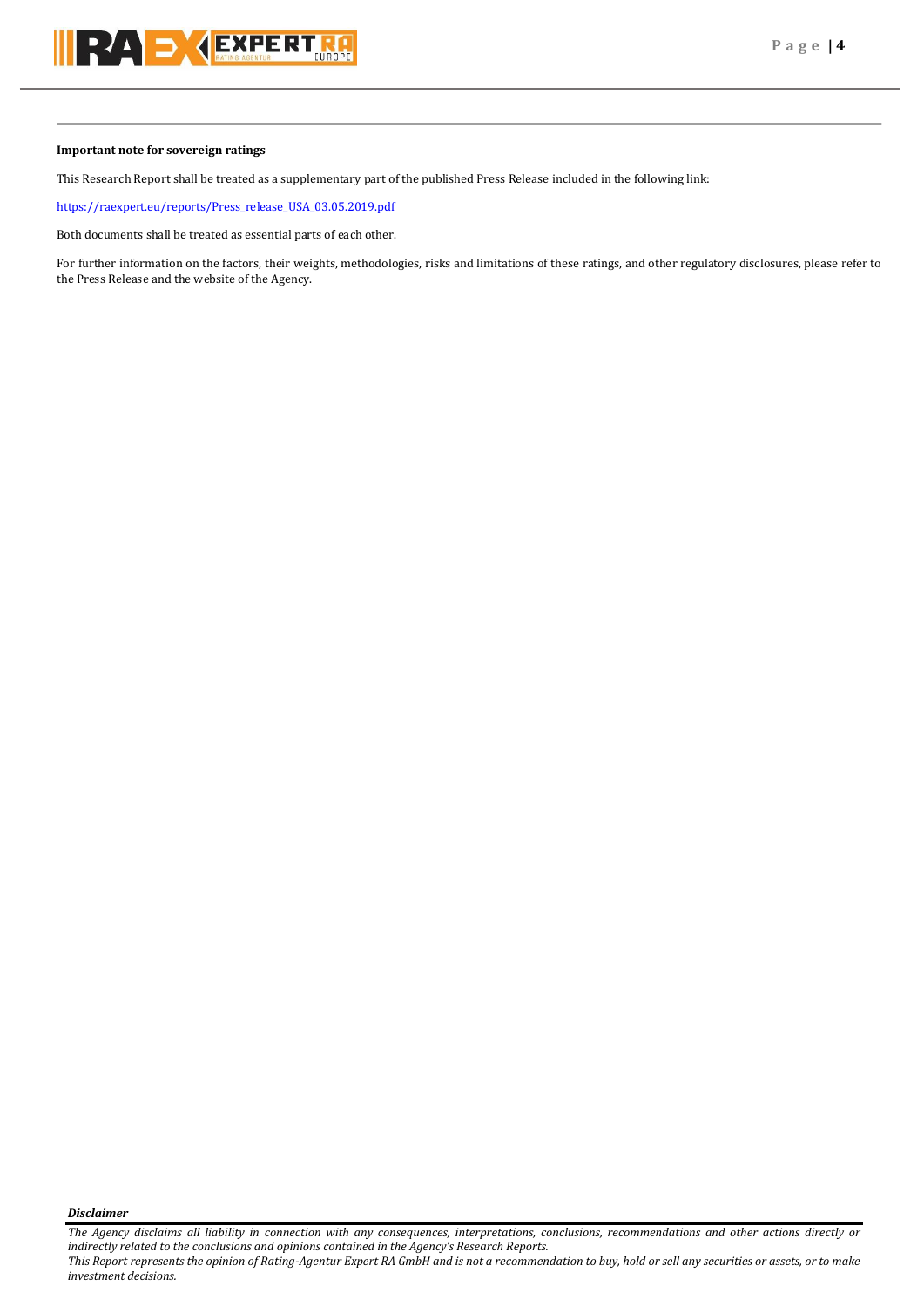**Important note for sovereign ratings**

This Research Report shall be treated as a supplementary part of the published Press Release included in the following link:

https://raexpert.eu/reports/Press_release_USA_03.05.2019.pdf

Both documents shall be treated as essential parts of each other.

For further information on the factors, their weights, methodologies, risks and limitations of these ratings, and other regulatory disclosures, please refer to the Press Release and the website of the Agency.

***Disclaimer***

*The Agency disclaims all liability in connection with any consequences, interpretations, conclusions, recommendations and other actions directly or indirectly related to the conclusions and opinions contained in the Agency's Research Reports.*

*This Report represents the opinion of Rating-Agentur Expert RA GmbH and is not a recommendation to buy, hold or sell any securities or assets, or to make investment decisions.*